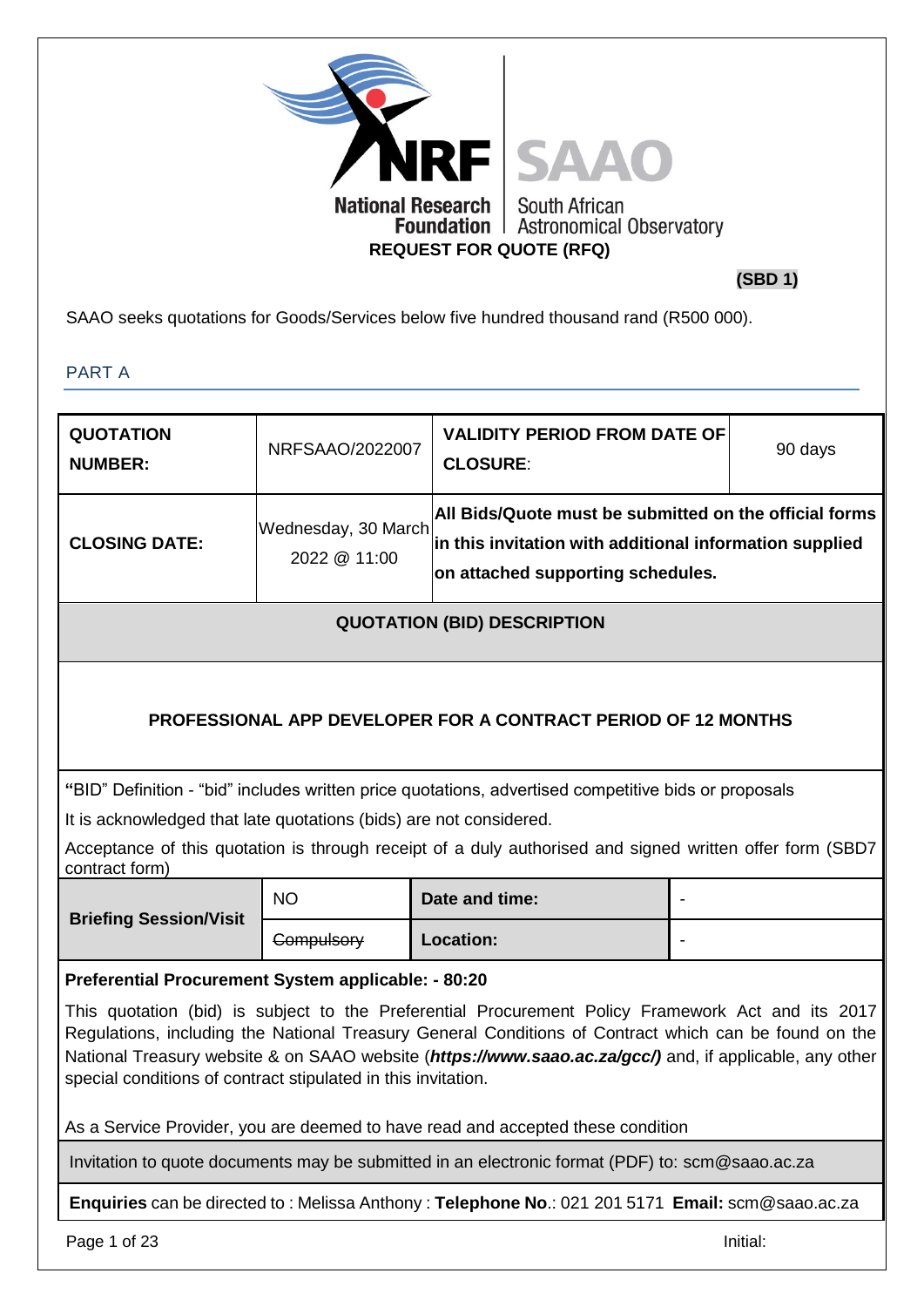National Research Foundation | South African Astronomical Observatory

**REQUEST FOR QUOTE (RFQ)**

**(SBD 1)**

SAAO seeks quotations for Goods/Services below five hundred thousand rand (R500 000).

## PART A

| **QUOTATION NUMBER:** | NRFSAAO/2022007 | **VALIDITY PERIOD FROM DATE OF CLOSURE**: | 90 days |
|---|---|---|---|
| **CLOSING DATE:** | Wednesday, 30 March 2022 @ 11:00 | **All Bids/Quote must be submitted on the official forms in this invitation with additional information supplied on attached supporting schedules.** | |

**QUOTATION (BID) DESCRIPTION**

**PROFESSIONAL APP DEVELOPER FOR A CONTRACT PERIOD OF 12 MONTHS**

**"**BID" Definition - "bid" includes written price quotations, advertised competitive bids or proposals

It is acknowledged that late quotations (bids) are not considered.

Acceptance of this quotation is through receipt of a duly authorised and signed written offer form (SBD7 contract form)

| **Briefing Session/Visit** | NO | **Date and time:** | - |
|---|---|---|---|
| | ~~Compulsory~~ | **Location:** | - |

**Preferential Procurement System applicable: - 80:20**

This quotation (bid) is subject to the Preferential Procurement Policy Framework Act and its 2017 Regulations, including the National Treasury General Conditions of Contract which can be found on the National Treasury website & on SAAO website (***https://www.saao.ac.za/gcc/)*** and, if applicable, any other special conditions of contract stipulated in this invitation.

As a Service Provider, you are deemed to have read and accepted these condition

Invitation to quote documents may be submitted in an electronic format (PDF) to: scm@saao.ac.za

**Enquiries** can be directed to : Melissa Anthony : **Telephone No**.: 021 201 5171 **Email:** scm@saao.ac.za

Initial: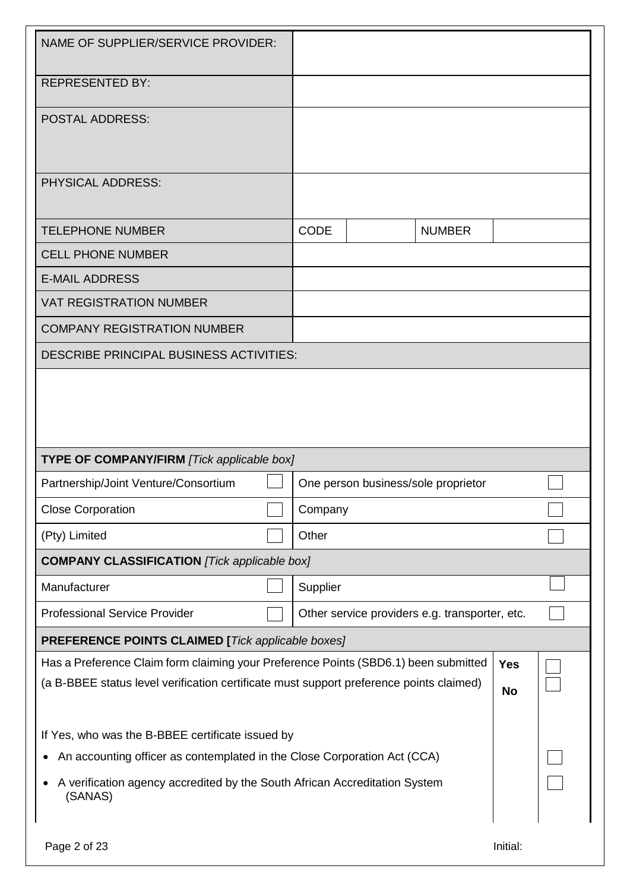| NAME OF SUPPLIER/SERVICE PROVIDER: | | | | |
|---|---|---|---|---|
| REPRESENTED BY: | | | | |
| POSTAL ADDRESS: | | | | |
| PHYSICAL ADDRESS: | | | | |
| TELEPHONE NUMBER | CODE | | NUMBER | |
| CELL PHONE NUMBER | | | | |
| E-MAIL ADDRESS | | | | |
| VAT REGISTRATION NUMBER | | | | |
| COMPANY REGISTRATION NUMBER | | | | |

DESCRIBE PRINCIPAL BUSINESS ACTIVITIES:

| **TYPE OF COMPANY/FIRM** *[Tick applicable box]* | | | |
|---|---|---|---|
| Partnership/Joint Venture/Consortium | ☐ | One person business/sole proprietor | ☐ |
| Close Corporation | ☐ | Company | ☐ |
| (Pty) Limited | ☐ | Other | ☐ |

| **COMPANY CLASSIFICATION** *[Tick applicable box]* | | | |
|---|---|---|---|
| Manufacturer | ☐ | Supplier | ☐ |
| Professional Service Provider | ☐ | Other service providers e.g. transporter, etc. | ☐ |

| **PREFERENCE POINTS CLAIMED [***Tick applicable boxes]* | | |
|---|---|---|
| Has a Preference Claim form claiming your Preference Points (SBD6.1) been submitted | Yes | ☐ |
| (a B-BBEE status level verification certificate must support preference points claimed) | No | ☐ |
| If Yes, who was the B-BBEE certificate issued by | | |
| • An accounting officer as contemplated in the Close Corporation Act (CCA) | | ☐ |
| • A verification agency accredited by the South African Accreditation System (SANAS) | | ☐ |

Initial: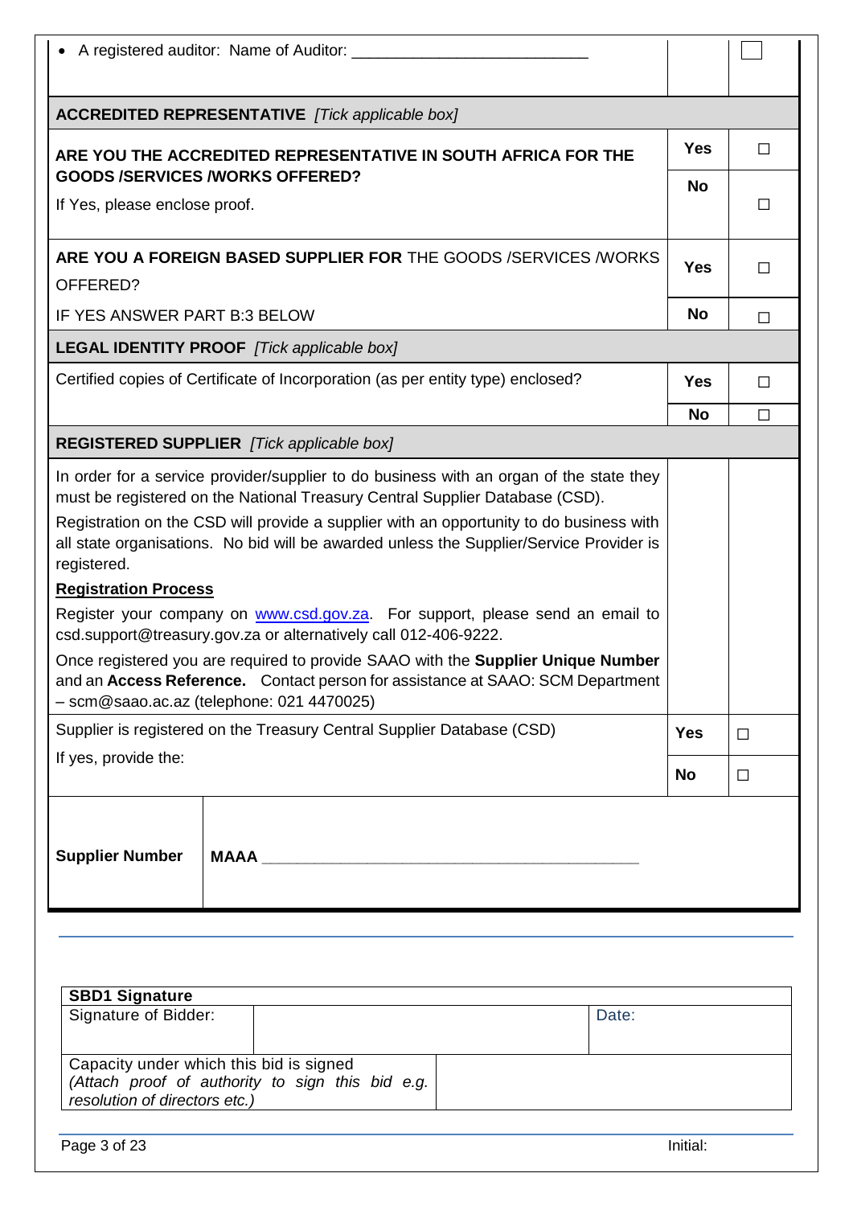| | | |
|---|---|---|
| • A registered auditor: Name of Auditor: ___________________________ | | ☐ |
| **ACCREDITED REPRESENTATIVE** *[Tick applicable box]* | | |
| **ARE YOU THE ACCREDITED REPRESENTATIVE IN SOUTH AFRICA FOR THE GOODS /SERVICES /WORKS OFFERED?** | **Yes** | ☐ |
| If Yes, please enclose proof. | **No** | ☐ |
| **ARE YOU A FOREIGN BASED SUPPLIER FOR** THE GOODS /SERVICES /WORKS OFFERED? | **Yes** | ☐ |
| IF YES ANSWER PART B:3 BELOW | **No** | ☐ |
| **LEGAL IDENTITY PROOF** *[Tick applicable box]* | | |
| Certified copies of Certificate of Incorporation (as per entity type) enclosed? | **Yes** | ☐ |
| | **No** | ☐ |
| **REGISTERED SUPPLIER** *[Tick applicable box]* | | |
| In order for a service provider/supplier to do business with an organ of the state they must be registered on the National Treasury Central Supplier Database (CSD). Registration on the CSD will provide a supplier with an opportunity to do business with all state organisations. No bid will be awarded unless the Supplier/Service Provider is registered. **Registration Process** Register your company on www.csd.gov.za. For support, please send an email to csd.support@treasury.gov.za or alternatively call 012-406-9222. Once registered you are required to provide SAAO with the **Supplier Unique Number** and an **Access Reference.** Contact person for assistance at SAAO: SCM Department – scm@saao.ac.az (telephone: 021 4470025) | | |
| Supplier is registered on the Treasury Central Supplier Database (CSD) | **Yes** | ☐ |
| If yes, provide the: | **No** | ☐ |
| **Supplier Number** **MAAA** ___________________________________________ | | |

| **SBD1 Signature** | | |
|---|---|---|
| Signature of Bidder: | | Date: |
| Capacity under which this bid is signed *(Attach proof of authority to sign this bid e.g. resolution of directors etc.)* | | |

Initial: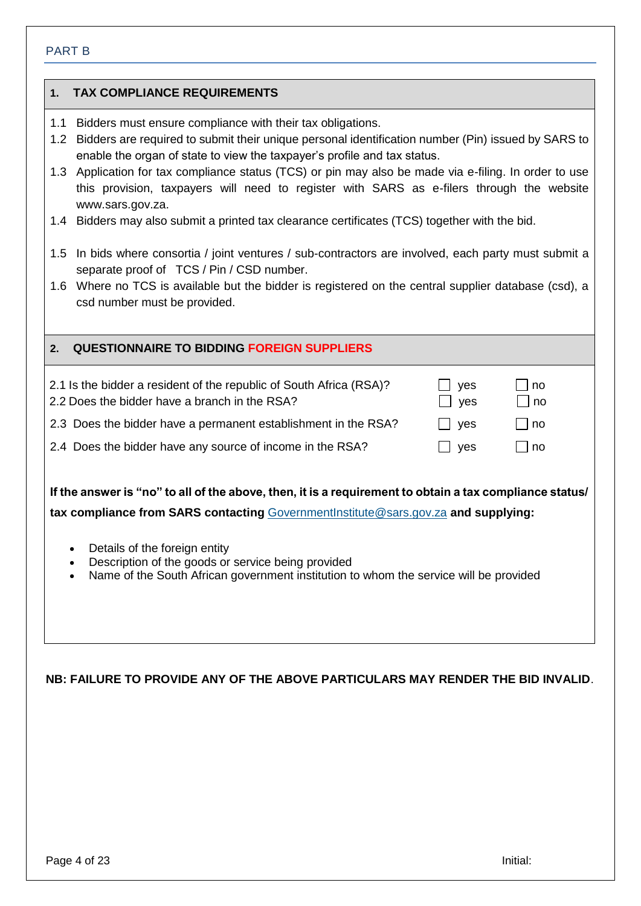PART B

## 1. TAX COMPLIANCE REQUIREMENTS

1.1 Bidders must ensure compliance with their tax obligations.

1.2 Bidders are required to submit their unique personal identification number (Pin) issued by SARS to enable the organ of state to view the taxpayer's profile and tax status.

1.3 Application for tax compliance status (TCS) or pin may also be made via e-filing. In order to use this provision, taxpayers will need to register with SARS as e-filers through the website www.sars.gov.za.

1.4 Bidders may also submit a printed tax clearance certificates (TCS) together with the bid.

1.5 In bids where consortia / joint ventures / sub-contractors are involved, each party must submit a separate proof of TCS / Pin / CSD number.

1.6 Where no TCS is available but the bidder is registered on the central supplier database (csd), a csd number must be provided.

## 2. QUESTIONNAIRE TO BIDDING FOREIGN SUPPLIERS

| Question | | |
|---|---|---|
| 2.1 Is the bidder a resident of the republic of South Africa (RSA)? | ☐ yes | ☐ no |
| 2.2 Does the bidder have a branch in the RSA? | ☐ yes | ☐ no |
| 2.3 Does the bidder have a permanent establishment in the RSA? | ☐ yes | ☐ no |
| 2.4 Does the bidder have any source of income in the RSA? | ☐ yes | ☐ no |

**If the answer is "no" to all of the above, then, it is a requirement to obtain a tax compliance status/ tax compliance from SARS contacting** GovernmentInstitute@sars.gov.za **and supplying:**

- Details of the foreign entity
- Description of the goods or service being provided
- Name of the South African government institution to whom the service will be provided

**NB: FAILURE TO PROVIDE ANY OF THE ABOVE PARTICULARS MAY RENDER THE BID INVALID**.

Initial: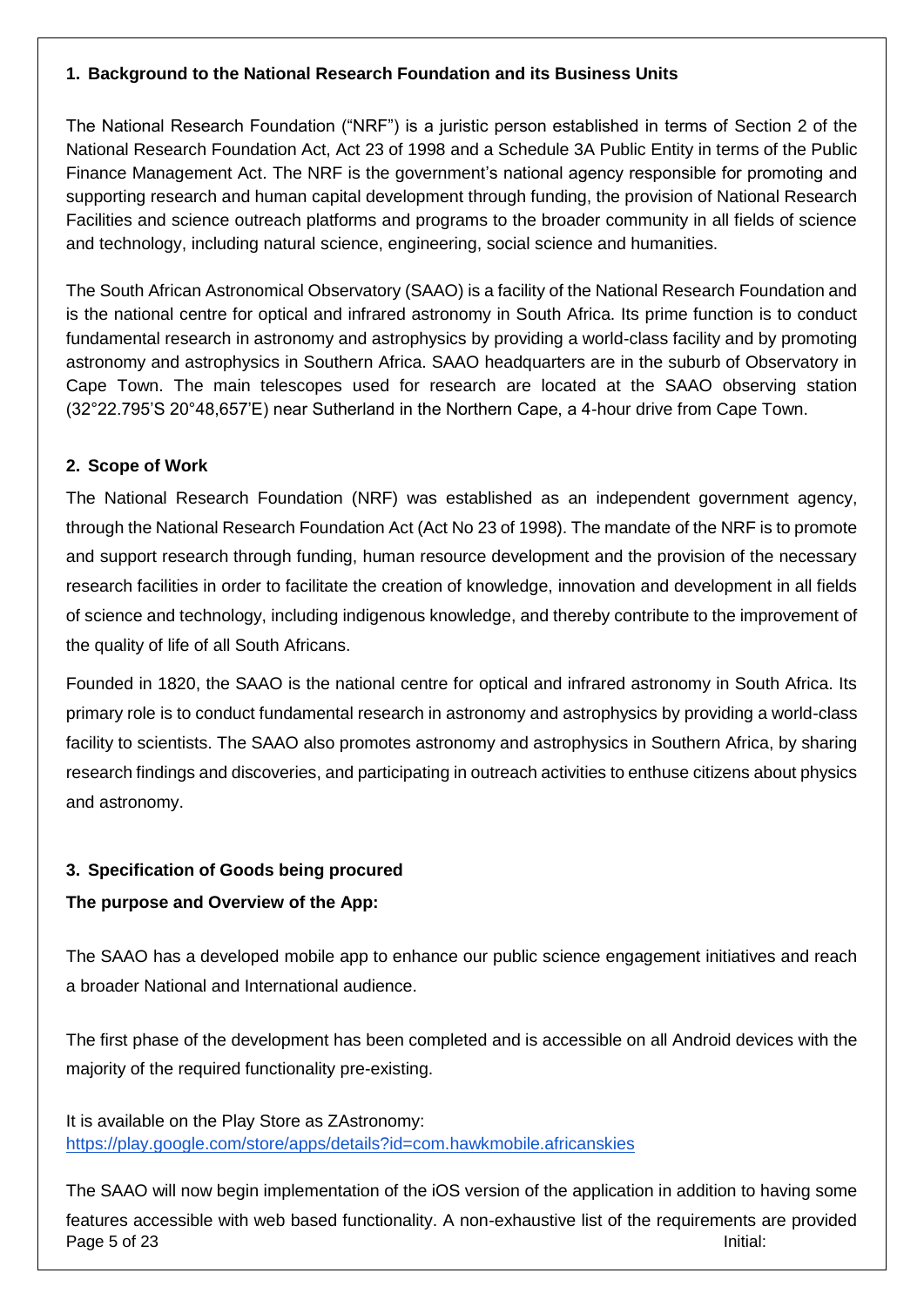## 1. Background to the National Research Foundation and its Business Units

The National Research Foundation ("NRF") is a juristic person established in terms of Section 2 of the National Research Foundation Act, Act 23 of 1998 and a Schedule 3A Public Entity in terms of the Public Finance Management Act. The NRF is the government's national agency responsible for promoting and supporting research and human capital development through funding, the provision of National Research Facilities and science outreach platforms and programs to the broader community in all fields of science and technology, including natural science, engineering, social science and humanities.

The South African Astronomical Observatory (SAAO) is a facility of the National Research Foundation and is the national centre for optical and infrared astronomy in South Africa. Its prime function is to conduct fundamental research in astronomy and astrophysics by providing a world-class facility and by promoting astronomy and astrophysics in Southern Africa. SAAO headquarters are in the suburb of Observatory in Cape Town. The main telescopes used for research are located at the SAAO observing station (32°22.795'S 20°48,657'E) near Sutherland in the Northern Cape, a 4-hour drive from Cape Town.

## 2. Scope of Work

The National Research Foundation (NRF) was established as an independent government agency, through the National Research Foundation Act (Act No 23 of 1998). The mandate of the NRF is to promote and support research through funding, human resource development and the provision of the necessary research facilities in order to facilitate the creation of knowledge, innovation and development in all fields of science and technology, including indigenous knowledge, and thereby contribute to the improvement of the quality of life of all South Africans.

Founded in 1820, the SAAO is the national centre for optical and infrared astronomy in South Africa. Its primary role is to conduct fundamental research in astronomy and astrophysics by providing a world-class facility to scientists. The SAAO also promotes astronomy and astrophysics in Southern Africa, by sharing research findings and discoveries, and participating in outreach activities to enthuse citizens about physics and astronomy.

## 3. Specification of Goods being procured

**The purpose and Overview of the App:**

The SAAO has a developed mobile app to enhance our public science engagement initiatives and reach a broader National and International audience.

The first phase of the development has been completed and is accessible on all Android devices with the majority of the required functionality pre-existing.

It is available on the Play Store as ZAstronomy:
https://play.google.com/store/apps/details?id=com.hawkmobile.africanskies

The SAAO will now begin implementation of the iOS version of the application in addition to having some features accessible with web based functionality. A non-exhaustive list of the requirements are provided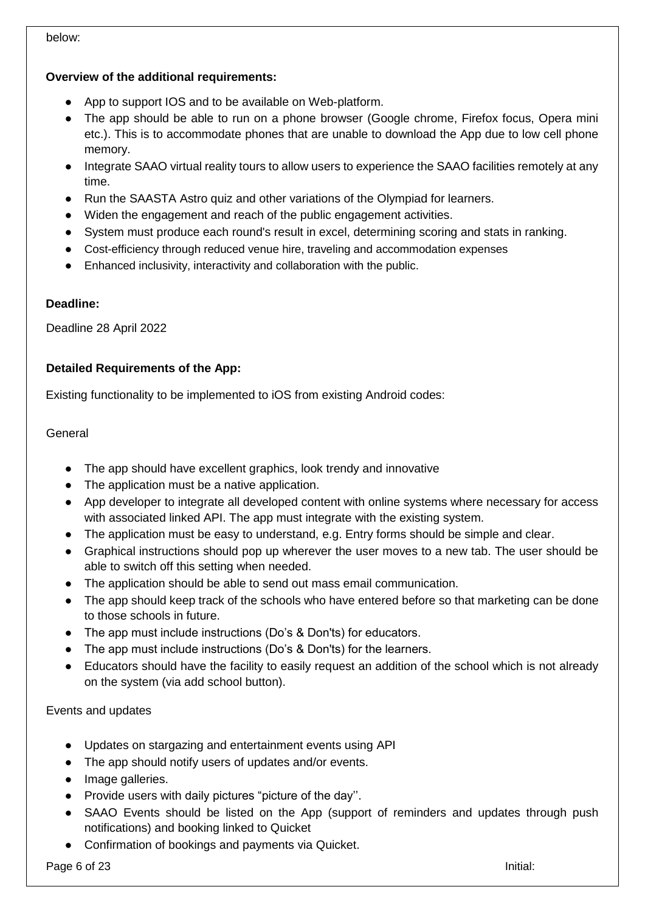below:

**Overview of the additional requirements:**

- App to support IOS and to be available on Web-platform.
- The app should be able to run on a phone browser (Google chrome, Firefox focus, Opera mini etc.). This is to accommodate phones that are unable to download the App due to low cell phone memory.
- Integrate SAAO virtual reality tours to allow users to experience the SAAO facilities remotely at any time.
- Run the SAASTA Astro quiz and other variations of the Olympiad for learners.
- Widen the engagement and reach of the public engagement activities.
- System must produce each round's result in excel, determining scoring and stats in ranking.
- Cost-efficiency through reduced venue hire, traveling and accommodation expenses
- Enhanced inclusivity, interactivity and collaboration with the public.

**Deadline:**

Deadline 28 April 2022

**Detailed Requirements of the App:**

Existing functionality to be implemented to iOS from existing Android codes:

General

- The app should have excellent graphics, look trendy and innovative
- The application must be a native application.
- App developer to integrate all developed content with online systems where necessary for access with associated linked API. The app must integrate with the existing system.
- The application must be easy to understand, e.g. Entry forms should be simple and clear.
- Graphical instructions should pop up wherever the user moves to a new tab. The user should be able to switch off this setting when needed.
- The application should be able to send out mass email communication.
- The app should keep track of the schools who have entered before so that marketing can be done to those schools in future.
- The app must include instructions (Do's & Don'ts) for educators.
- The app must include instructions (Do's & Don'ts) for the learners.
- Educators should have the facility to easily request an addition of the school which is not already on the system (via add school button).

Events and updates

- Updates on stargazing and entertainment events using API
- The app should notify users of updates and/or events.
- Image galleries.
- Provide users with daily pictures "picture of the day''.
- SAAO Events should be listed on the App (support of reminders and updates through push notifications) and booking linked to Quicket
- Confirmation of bookings and payments via Quicket.

Initial: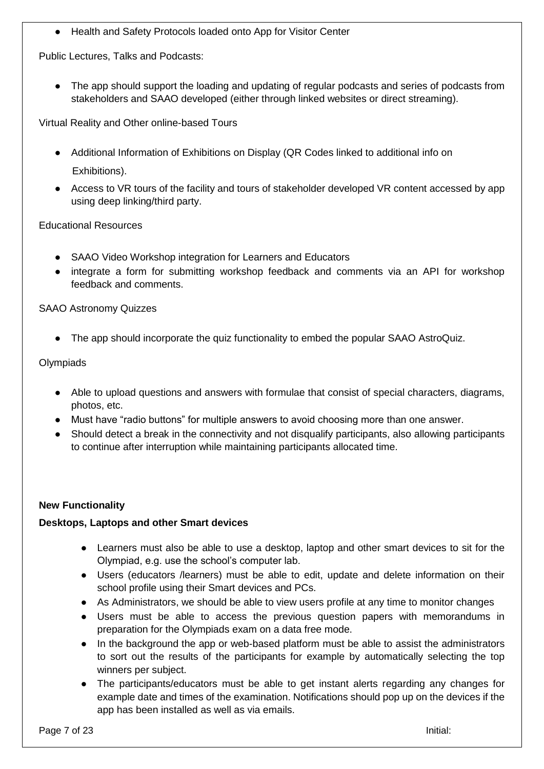- Health and Safety Protocols loaded onto App for Visitor Center

Public Lectures, Talks and Podcasts:

- The app should support the loading and updating of regular podcasts and series of podcasts from stakeholders and SAAO developed (either through linked websites or direct streaming).

Virtual Reality and Other online-based Tours

- Additional Information of Exhibitions on Display (QR Codes linked to additional info on Exhibitions).
- Access to VR tours of the facility and tours of stakeholder developed VR content accessed by app using deep linking/third party.

Educational Resources

- SAAO Video Workshop integration for Learners and Educators
- integrate a form for submitting workshop feedback and comments via an API for workshop feedback and comments.

SAAO Astronomy Quizzes

- The app should incorporate the quiz functionality to embed the popular SAAO AstroQuiz.

Olympiads

- Able to upload questions and answers with formulae that consist of special characters, diagrams, photos, etc.
- Must have "radio buttons" for multiple answers to avoid choosing more than one answer.
- Should detect a break in the connectivity and not disqualify participants, also allowing participants to continue after interruption while maintaining participants allocated time.

**New Functionality**

**Desktops, Laptops and other Smart devices**

- Learners must also be able to use a desktop, laptop and other smart devices to sit for the Olympiad, e.g. use the school's computer lab.
- Users (educators /learners) must be able to edit, update and delete information on their school profile using their Smart devices and PCs.
- As Administrators, we should be able to view users profile at any time to monitor changes
- Users must be able to access the previous question papers with memorandums in preparation for the Olympiads exam on a data free mode.
- In the background the app or web-based platform must be able to assist the administrators to sort out the results of the participants for example by automatically selecting the top winners per subject.
- The participants/educators must be able to get instant alerts regarding any changes for example date and times of the examination. Notifications should pop up on the devices if the app has been installed as well as via emails.

Initial: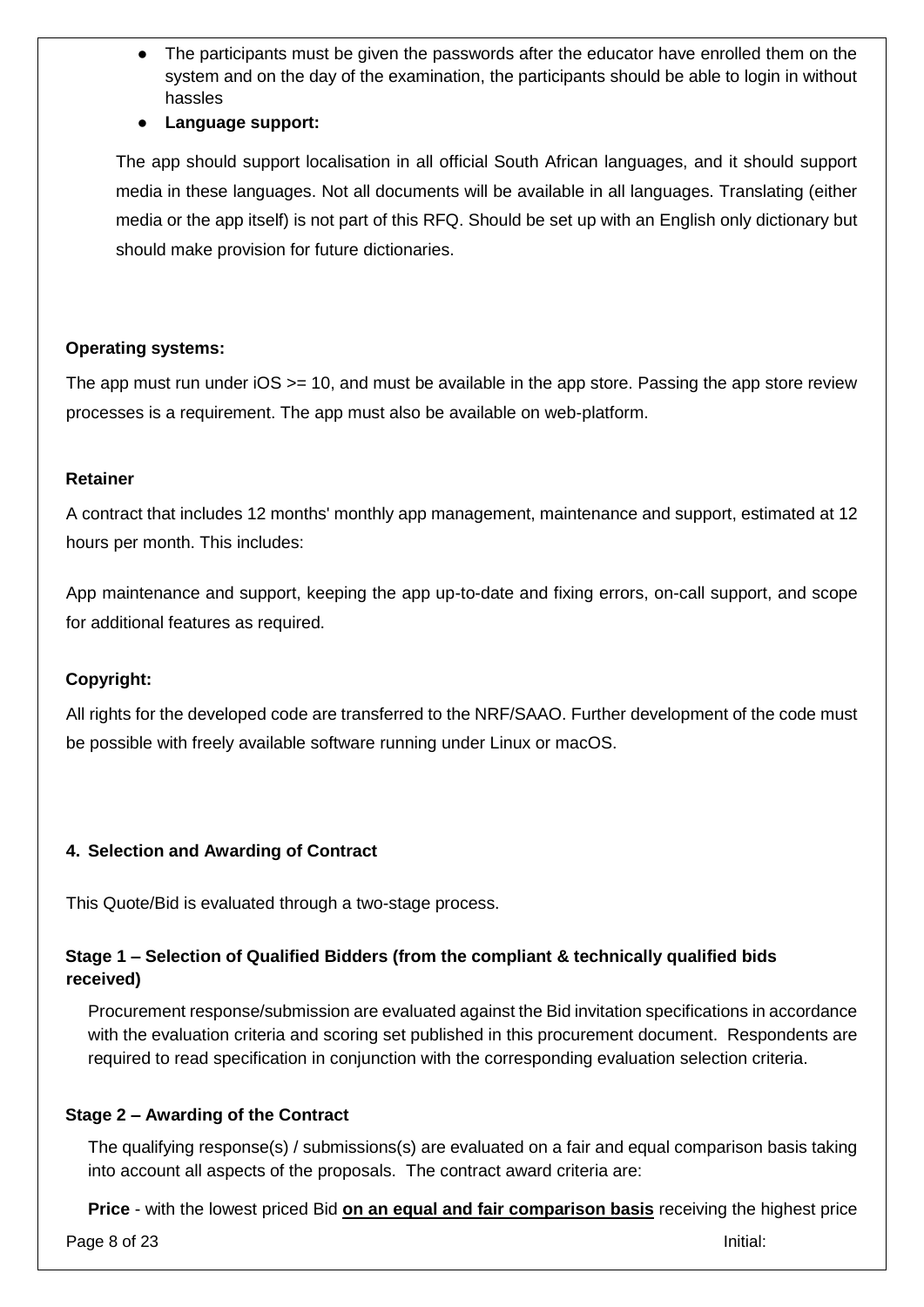- The participants must be given the passwords after the educator have enrolled them on the system and on the day of the examination, the participants should be able to login in without hassles
- **Language support:**

The app should support localisation in all official South African languages, and it should support media in these languages. Not all documents will be available in all languages. Translating (either media or the app itself) is not part of this RFQ. Should be set up with an English only dictionary but should make provision for future dictionaries.

**Operating systems:**

The app must run under iOS >= 10, and must be available in the app store. Passing the app store review processes is a requirement. The app must also be available on web-platform.

**Retainer**

A contract that includes 12 months' monthly app management, maintenance and support, estimated at 12 hours per month. This includes:

App maintenance and support, keeping the app up-to-date and fixing errors, on-call support, and scope for additional features as required.

**Copyright:**

All rights for the developed code are transferred to the NRF/SAAO. Further development of the code must be possible with freely available software running under Linux or macOS.

## 4. Selection and Awarding of Contract

This Quote/Bid is evaluated through a two-stage process.

### Stage 1 – Selection of Qualified Bidders (from the compliant & technically qualified bids received)

Procurement response/submission are evaluated against the Bid invitation specifications in accordance with the evaluation criteria and scoring set published in this procurement document. Respondents are required to read specification in conjunction with the corresponding evaluation selection criteria.

### Stage 2 – Awarding of the Contract

The qualifying response(s) / submissions(s) are evaluated on a fair and equal comparison basis taking into account all aspects of the proposals. The contract award criteria are:

**Price** - with the lowest priced Bid **on an equal and fair comparison basis** receiving the highest price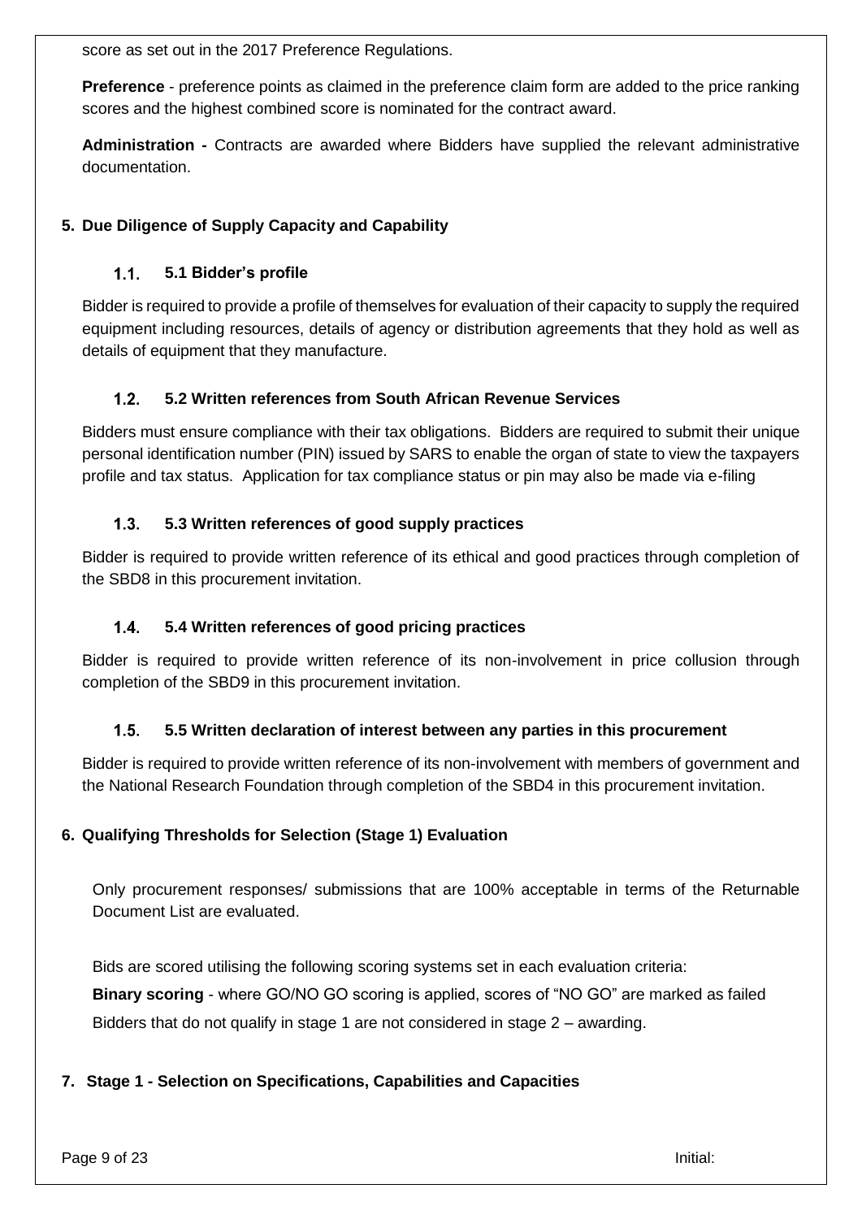score as set out in the 2017 Preference Regulations.

**Preference** - preference points as claimed in the preference claim form are added to the price ranking scores and the highest combined score is nominated for the contract award.

**Administration -** Contracts are awarded where Bidders have supplied the relevant administrative documentation.

## 5. Due Diligence of Supply Capacity and Capability

### 1.1. 5.1 Bidder's profile

Bidder is required to provide a profile of themselves for evaluation of their capacity to supply the required equipment including resources, details of agency or distribution agreements that they hold as well as details of equipment that they manufacture.

### 1.2. 5.2 Written references from South African Revenue Services

Bidders must ensure compliance with their tax obligations. Bidders are required to submit their unique personal identification number (PIN) issued by SARS to enable the organ of state to view the taxpayers profile and tax status. Application for tax compliance status or pin may also be made via e-filing

### 1.3. 5.3 Written references of good supply practices

Bidder is required to provide written reference of its ethical and good practices through completion of the SBD8 in this procurement invitation.

### 1.4. 5.4 Written references of good pricing practices

Bidder is required to provide written reference of its non-involvement in price collusion through completion of the SBD9 in this procurement invitation.

### 1.5. 5.5 Written declaration of interest between any parties in this procurement

Bidder is required to provide written reference of its non-involvement with members of government and the National Research Foundation through completion of the SBD4 in this procurement invitation.

## 6. Qualifying Thresholds for Selection (Stage 1) Evaluation

Only procurement responses/ submissions that are 100% acceptable in terms of the Returnable Document List are evaluated.

Bids are scored utilising the following scoring systems set in each evaluation criteria:

**Binary scoring** - where GO/NO GO scoring is applied, scores of "NO GO" are marked as failed

Bidders that do not qualify in stage 1 are not considered in stage 2 – awarding.

## 7. Stage 1 - Selection on Specifications, Capabilities and Capacities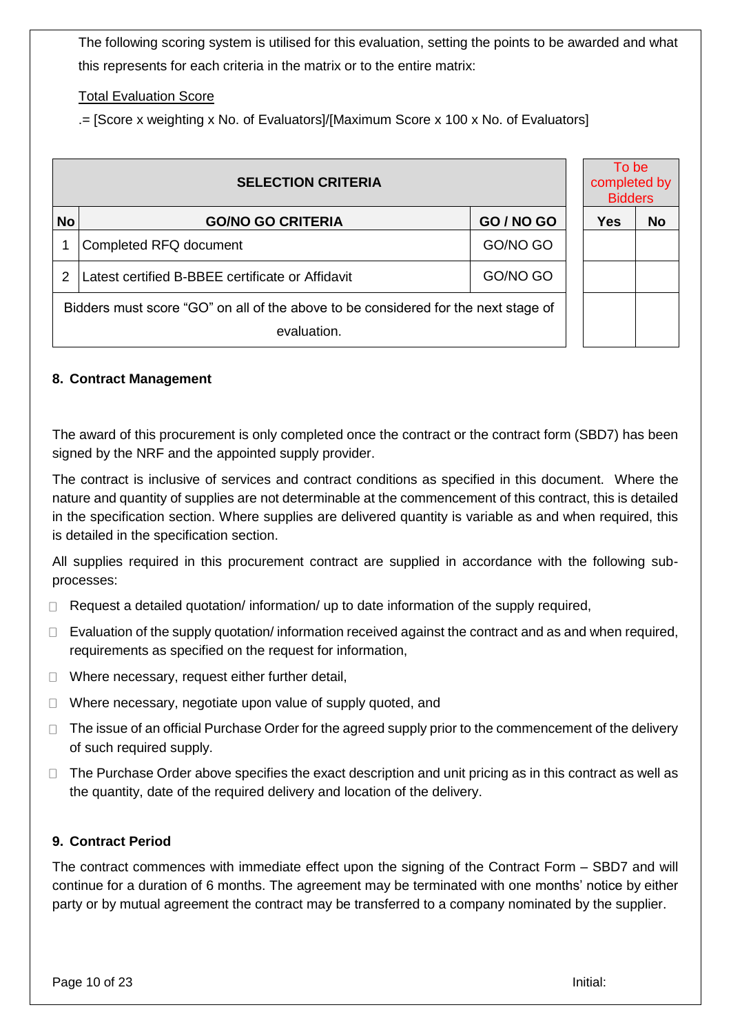The following scoring system is utilised for this evaluation, setting the points to be awarded and what this represents for each criteria in the matrix or to the entire matrix:

Total Evaluation Score

.= [Score x weighting x No. of Evaluators]/[Maximum Score x 100 x No. of Evaluators]

| SELECTION CRITERIA | | | To be completed by Bidders | |
|---|---|---|---|---|
| **No** | **GO/NO GO CRITERIA** | **GO / NO GO** | **Yes** | **No** |
| 1 | Completed RFQ document | GO/NO GO | | |
| 2 | Latest certified B-BBEE certificate or Affidavit | GO/NO GO | | |
| Bidders must score "GO" on all of the above to be considered for the next stage of evaluation. | | | | |

## 8. Contract Management

The award of this procurement is only completed once the contract or the contract form (SBD7) has been signed by the NRF and the appointed supply provider.

The contract is inclusive of services and contract conditions as specified in this document. Where the nature and quantity of supplies are not determinable at the commencement of this contract, this is detailed in the specification section. Where supplies are delivered quantity is variable as and when required, this is detailed in the specification section.

All supplies required in this procurement contract are supplied in accordance with the following sub-processes:

- Request a detailed quotation/ information/ up to date information of the supply required,
- Evaluation of the supply quotation/ information received against the contract and as and when required, requirements as specified on the request for information,
- Where necessary, request either further detail,
- Where necessary, negotiate upon value of supply quoted, and
- The issue of an official Purchase Order for the agreed supply prior to the commencement of the delivery of such required supply.
- The Purchase Order above specifies the exact description and unit pricing as in this contract as well as the quantity, date of the required delivery and location of the delivery.

## 9. Contract Period

The contract commences with immediate effect upon the signing of the Contract Form – SBD7 and will continue for a duration of 6 months. The agreement may be terminated with one months' notice by either party or by mutual agreement the contract may be transferred to a company nominated by the supplier.

Initial: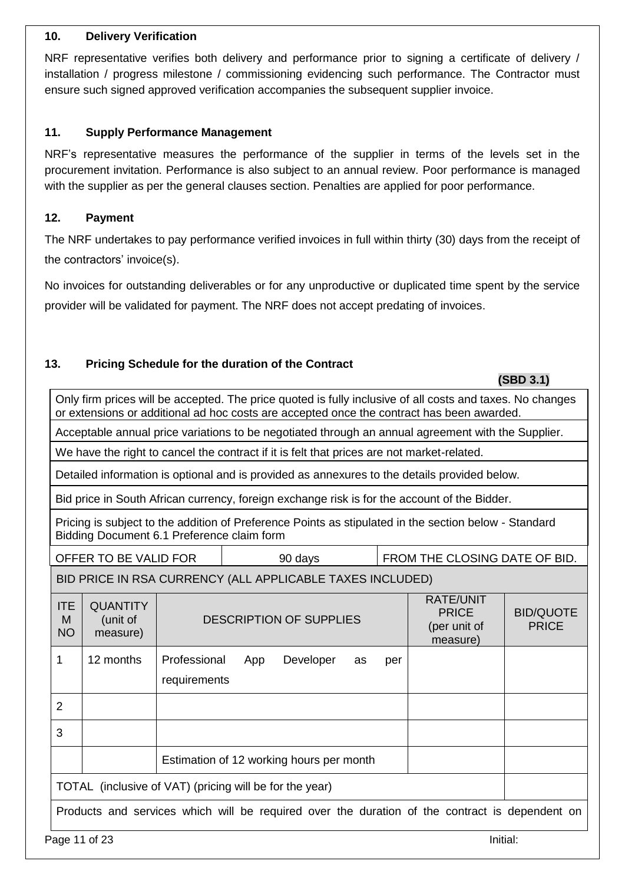### 10. Delivery Verification

NRF representative verifies both delivery and performance prior to signing a certificate of delivery / installation / progress milestone / commissioning evidencing such performance. The Contractor must ensure such signed approved verification accompanies the subsequent supplier invoice.

### 11. Supply Performance Management

NRF's representative measures the performance of the supplier in terms of the levels set in the procurement invitation. Performance is also subject to an annual review. Poor performance is managed with the supplier as per the general clauses section. Penalties are applied for poor performance.

### 12. Payment

The NRF undertakes to pay performance verified invoices in full within thirty (30) days from the receipt of the contractors' invoice(s).

No invoices for outstanding deliverables or for any unproductive or duplicated time spent by the service provider will be validated for payment. The NRF does not accept predating of invoices.

### 13. Pricing Schedule for the duration of the Contract

**(SBD 3.1)**

| Only firm prices will be accepted. The price quoted is fully inclusive of all costs and taxes. No changes or extensions or additional ad hoc costs are accepted once the contract has been awarded. | | | | |
|---|---|---|---|---|
| Acceptable annual price variations to be negotiated through an annual agreement with the Supplier. | | | | |
| We have the right to cancel the contract if it is felt that prices are not market-related. | | | | |
| Detailed information is optional and is provided as annexures to the details provided below. | | | | |
| Bid price in South African currency, foreign exchange risk is for the account of the Bidder. | | | | |
| Pricing is subject to the addition of Preference Points as stipulated in the section below - Standard Bidding Document 6.1 Preference claim form | | | | |
| OFFER TO BE VALID FOR | | 90 days | FROM THE CLOSING DATE OF BID. | |
| BID PRICE IN RSA CURRENCY (ALL APPLICABLE TAXES INCLUDED) | | | | |
| ITEM NO | QUANTITY (unit of measure) | DESCRIPTION OF SUPPLIES | RATE/UNIT PRICE (per unit of measure) | BID/QUOTE PRICE |
| 1 | 12 months | Professional App Developer as per requirements | | |
| 2 | | | | |
| 3 | | | | |
| | | Estimation of 12 working hours per month | | |
| TOTAL (inclusive of VAT) (pricing will be for the year) | | | | |
| Products and services which will be required over the duration of the contract is dependent on | | | | |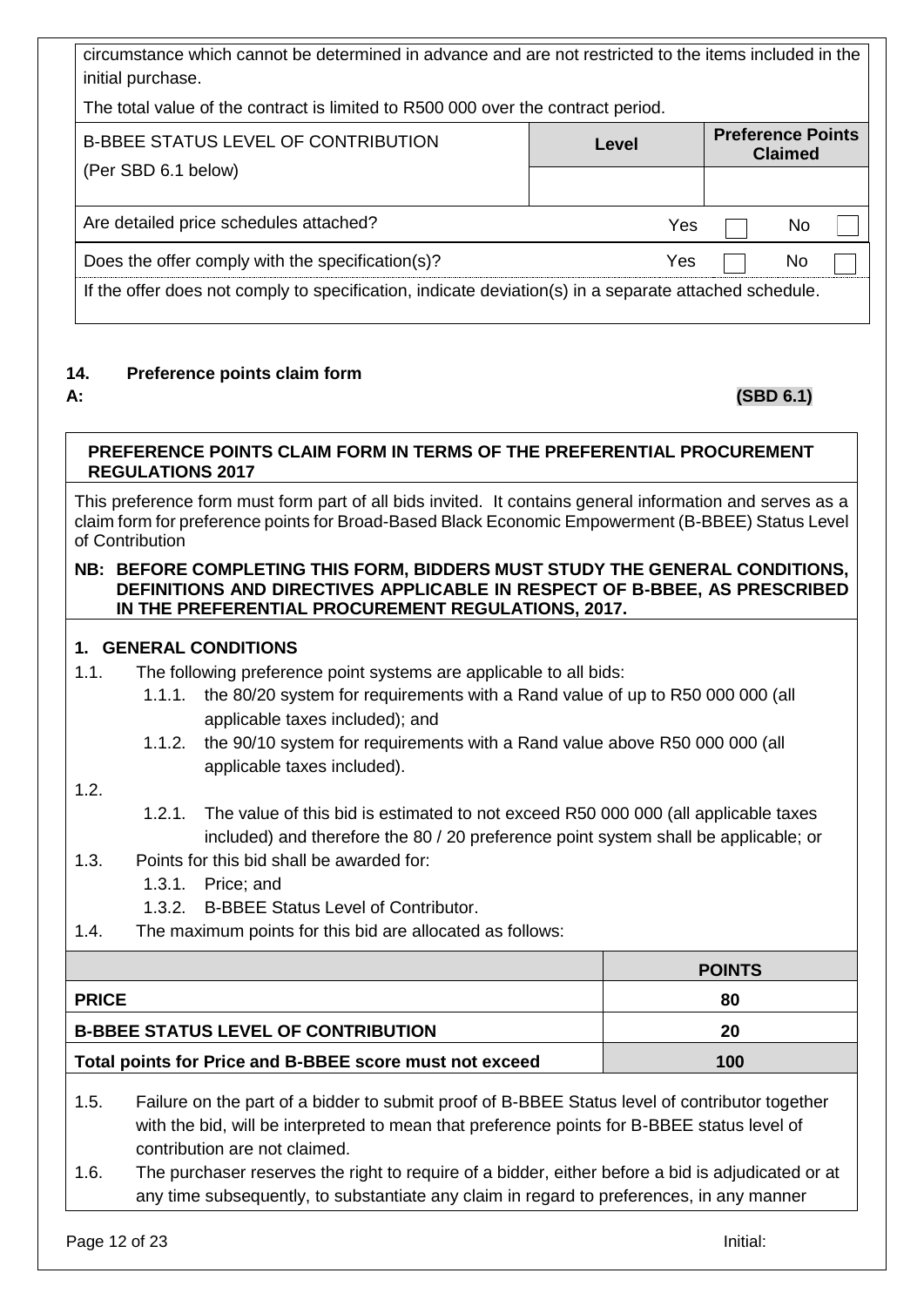circumstance which cannot be determined in advance and are not restricted to the items included in the initial purchase.

The total value of the contract is limited to R500 000 over the contract period.

| B-BBEE STATUS LEVEL OF CONTRIBUTION (Per SBD 6.1 below) | Level | Preference Points Claimed |
|---|---|---|
| | | |

| | | |
|---|---|---|
| Are detailed price schedules attached? | Yes ☐ | No ☐ |
| Does the offer comply with the specification(s)? | Yes ☐ | No ☐ |

If the offer does not comply to specification, indicate deviation(s) in a separate attached schedule.

## 14. Preference points claim form

**A:** **(SBD 6.1)**

**PREFERENCE POINTS CLAIM FORM IN TERMS OF THE PREFERENTIAL PROCUREMENT REGULATIONS 2017**

This preference form must form part of all bids invited. It contains general information and serves as a claim form for preference points for Broad-Based Black Economic Empowerment (B-BBEE) Status Level of Contribution

**NB: BEFORE COMPLETING THIS FORM, BIDDERS MUST STUDY THE GENERAL CONDITIONS, DEFINITIONS AND DIRECTIVES APPLICABLE IN RESPECT OF B-BBEE, AS PRESCRIBED IN THE PREFERENTIAL PROCUREMENT REGULATIONS, 2017.**

**1. GENERAL CONDITIONS**

1.1. The following preference point systems are applicable to all bids:

1.1.1. the 80/20 system for requirements with a Rand value of up to R50 000 000 (all applicable taxes included); and

1.1.2. the 90/10 system for requirements with a Rand value above R50 000 000 (all applicable taxes included).

1.2.

1.2.1. The value of this bid is estimated to not exceed R50 000 000 (all applicable taxes included) and therefore the 80 / 20 preference point system shall be applicable; or

1.3. Points for this bid shall be awarded for:

1.3.1. Price; and

1.3.2. B-BBEE Status Level of Contributor.

1.4. The maximum points for this bid are allocated as follows:

| | POINTS |
|---|---|
| **PRICE** | **80** |
| **B-BBEE STATUS LEVEL OF CONTRIBUTION** | **20** |
| **Total points for Price and B-BBEE score must not exceed** | **100** |

1.5. Failure on the part of a bidder to submit proof of B-BBEE Status level of contributor together with the bid, will be interpreted to mean that preference points for B-BBEE status level of contribution are not claimed.

1.6. The purchaser reserves the right to require of a bidder, either before a bid is adjudicated or at any time subsequently, to substantiate any claim in regard to preferences, in any manner

Initial: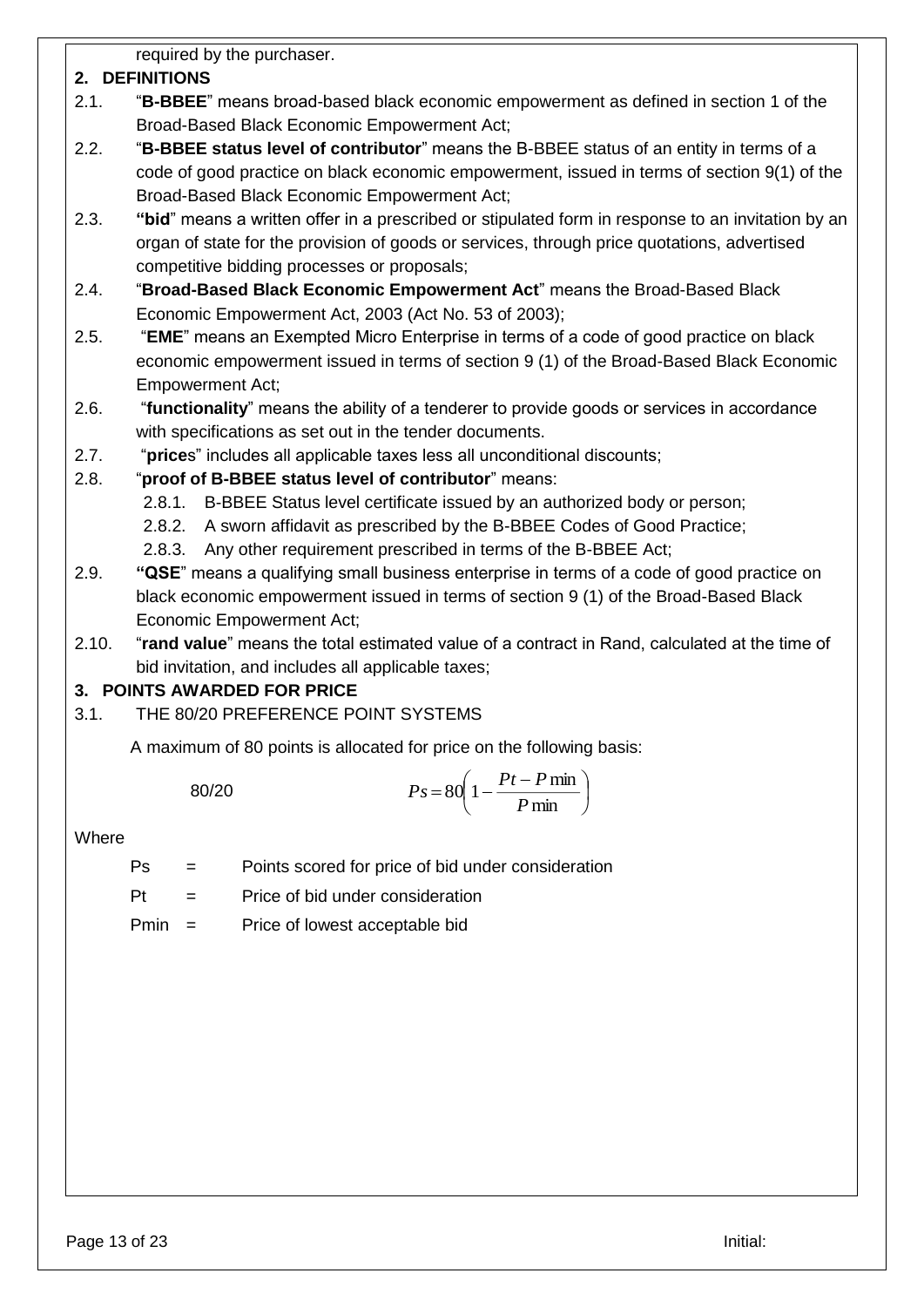required by the purchaser.

## 2. DEFINITIONS

2.1. "**B-BBEE**" means broad-based black economic empowerment as defined in section 1 of the Broad-Based Black Economic Empowerment Act;

2.2. "**B-BBEE status level of contributor**" means the B-BBEE status of an entity in terms of a code of good practice on black economic empowerment, issued in terms of section 9(1) of the Broad-Based Black Economic Empowerment Act;

2.3. "**bid**" means a written offer in a prescribed or stipulated form in response to an invitation by an organ of state for the provision of goods or services, through price quotations, advertised competitive bidding processes or proposals;

2.4. "**Broad-Based Black Economic Empowerment Act**" means the Broad-Based Black Economic Empowerment Act, 2003 (Act No. 53 of 2003);

2.5. "**EME**" means an Exempted Micro Enterprise in terms of a code of good practice on black economic empowerment issued in terms of section 9 (1) of the Broad-Based Black Economic Empowerment Act;

2.6. "**functionality**" means the ability of a tenderer to provide goods or services in accordance with specifications as set out in the tender documents.

2.7. "**price**s" includes all applicable taxes less all unconditional discounts;

2.8. "**proof of B-BBEE status level of contributor**" means:

- 2.8.1. B-BBEE Status level certificate issued by an authorized body or person;
- 2.8.2. A sworn affidavit as prescribed by the B-BBEE Codes of Good Practice;
- 2.8.3. Any other requirement prescribed in terms of the B-BBEE Act;

2.9. "**QSE**" means a qualifying small business enterprise in terms of a code of good practice on black economic empowerment issued in terms of section 9 (1) of the Broad-Based Black Economic Empowerment Act;

2.10. "**rand value**" means the total estimated value of a contract in Rand, calculated at the time of bid invitation, and includes all applicable taxes;

## 3. POINTS AWARDED FOR PRICE

3.1. THE 80/20 PREFERENCE POINT SYSTEMS

A maximum of 80 points is allocated for price on the following basis:

80/20 $$Ps = 80\left(1 - \frac{Pt - P\min}{P\min}\right)$$

Where

Ps = Points scored for price of bid under consideration

Pt = Price of bid under consideration

Pmin = Price of lowest acceptable bid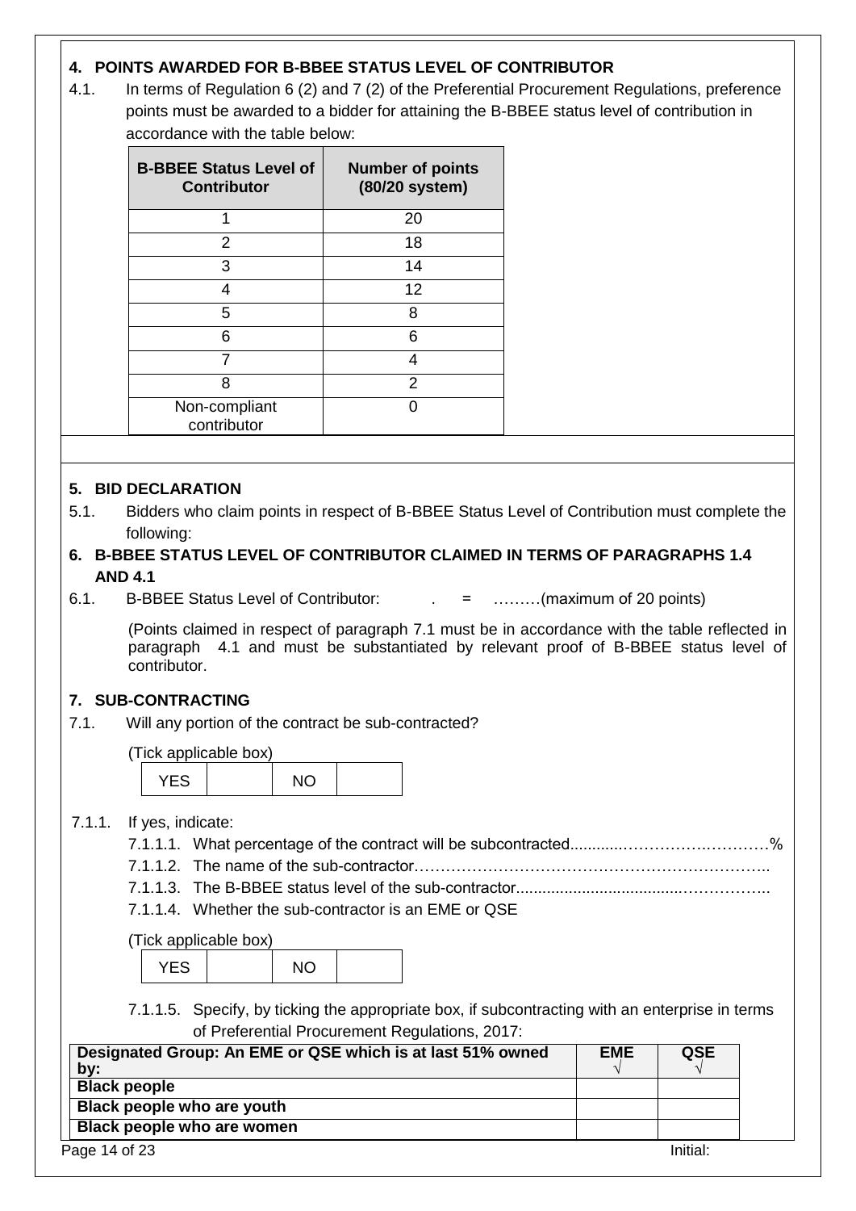## 4. POINTS AWARDED FOR B-BBEE STATUS LEVEL OF CONTRIBUTOR

4.1. In terms of Regulation 6 (2) and 7 (2) of the Preferential Procurement Regulations, preference points must be awarded to a bidder for attaining the B-BBEE status level of contribution in accordance with the table below:

| B-BBEE Status Level of Contributor | Number of points (80/20 system) |
|---|---|
| 1 | 20 |
| 2 | 18 |
| 3 | 14 |
| 4 | 12 |
| 5 | 8 |
| 6 | 6 |
| 7 | 4 |
| 8 | 2 |
| Non-compliant contributor | 0 |

## 5. BID DECLARATION

5.1. Bidders who claim points in respect of B-BBEE Status Level of Contribution must complete the following:

## 6. B-BBEE STATUS LEVEL OF CONTRIBUTOR CLAIMED IN TERMS OF PARAGRAPHS 1.4 AND 4.1

6.1. B-BBEE Status Level of Contributor: . = ………(maximum of 20 points)

(Points claimed in respect of paragraph 7.1 must be in accordance with the table reflected in paragraph 4.1 and must be substantiated by relevant proof of B-BBEE status level of contributor.

## 7. SUB-CONTRACTING

7.1. Will any portion of the contract be sub-contracted?

(Tick applicable box)

| YES | | NO | |
|---|---|---|---|

7.1.1. If yes, indicate:

7.1.1.1. What percentage of the contract will be subcontracted............…………….…………%

7.1.1.2. The name of the sub-contractor…………………………………………………………..

7.1.1.3. The B-BBEE status level of the sub-contractor......................................……………..

7.1.1.4. Whether the sub-contractor is an EME or QSE

(Tick applicable box)

| YES | | NO | |
|---|---|---|---|

7.1.1.5. Specify, by ticking the appropriate box, if subcontracting with an enterprise in terms of Preferential Procurement Regulations, 2017:

| Designated Group: An EME or QSE which is at last 51% owned by: | EME √ | QSE √ |
|---|---|---|
| Black people | | |
| Black people who are youth | | |
| Black people who are women | | |

Initial: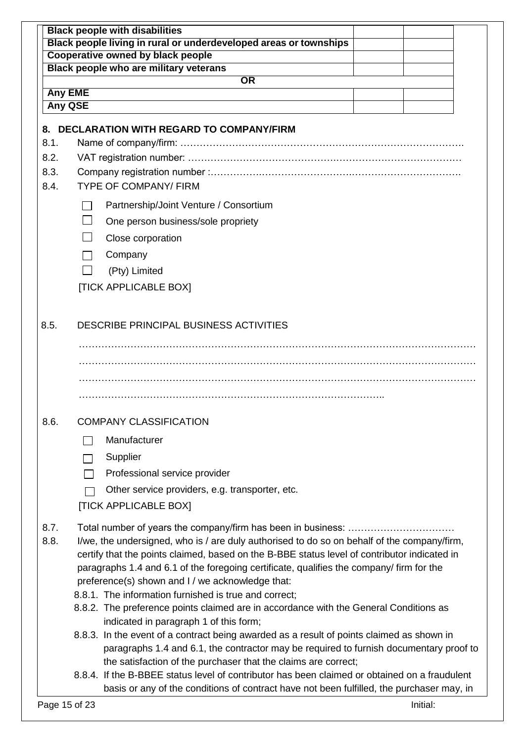| | | |
|---|---|---|
| **Black people with disabilities** | | |
| **Black people living in rural or underdeveloped areas or townships** | | |
| **Cooperative owned by black people** | | |
| **Black people who are military veterans** | | |
| **OR** | | |
| **Any EME** | | |
| **Any QSE** | | |

## 8. DECLARATION WITH REGARD TO COMPANY/FIRM

8.1. Name of company/firm: …………………………………………………………………………….

8.2. VAT registration number: …………………………………………………………………………

8.3. Company registration number :…………………………………………………………………….

8.4. TYPE OF COMPANY/ FIRM

- ☐ Partnership/Joint Venture / Consortium
- ☐ One person business/sole propriety
- ☐ Close corporation
- ☐ Company
- ☐ (Pty) Limited

[TICK APPLICABLE BOX]

8.5. DESCRIBE PRINCIPAL BUSINESS ACTIVITIES

…………………………………………………………………………………………………………
…………………………………………………………………………………………………………
…………………………………………………………………………………………………………
………………………………………………………………………………..

8.6. COMPANY CLASSIFICATION

- ☐ Manufacturer
- ☐ Supplier
- ☐ Professional service provider
- ☐ Other service providers, e.g. transporter, etc.

[TICK APPLICABLE BOX]

8.7. Total number of years the company/firm has been in business: ……………………………

8.8. I/we, the undersigned, who is / are duly authorised to do so on behalf of the company/firm, certify that the points claimed, based on the B-BBE status level of contributor indicated in paragraphs 1.4 and 6.1 of the foregoing certificate, qualifies the company/ firm for the preference(s) shown and I / we acknowledge that:

8.8.1. The information furnished is true and correct;

8.8.2. The preference points claimed are in accordance with the General Conditions as indicated in paragraph 1 of this form;

8.8.3. In the event of a contract being awarded as a result of points claimed as shown in paragraphs 1.4 and 6.1, the contractor may be required to furnish documentary proof to the satisfaction of the purchaser that the claims are correct;

8.8.4. If the B-BBEE status level of contributor has been claimed or obtained on a fraudulent basis or any of the conditions of contract have not been fulfilled, the purchaser may, in

Initial: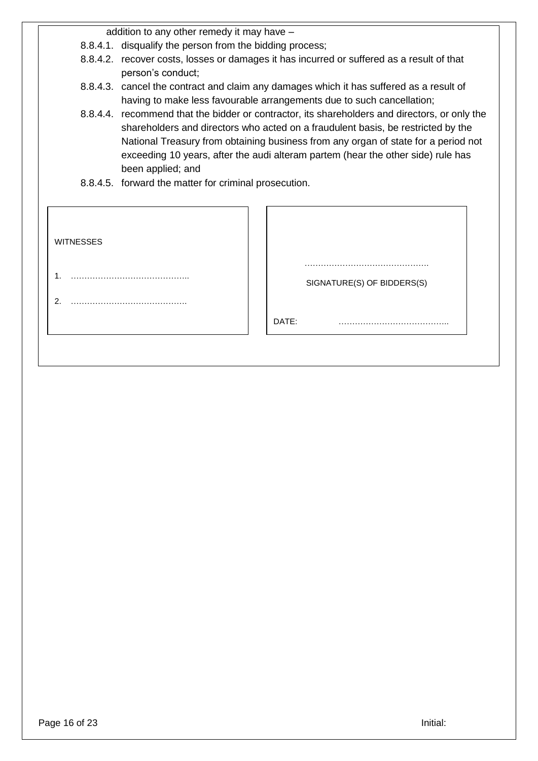addition to any other remedy it may have –

8.8.4.1. disqualify the person from the bidding process;

8.8.4.2. recover costs, losses or damages it has incurred or suffered as a result of that person's conduct;

8.8.4.3. cancel the contract and claim any damages which it has suffered as a result of having to make less favourable arrangements due to such cancellation;

8.8.4.4. recommend that the bidder or contractor, its shareholders and directors, or only the shareholders and directors who acted on a fraudulent basis, be restricted by the National Treasury from obtaining business from any organ of state for a period not exceeding 10 years, after the audi alteram partem (hear the other side) rule has been applied; and

8.8.4.5. forward the matter for criminal prosecution.

| WITNESSES | |
|---|---|
| 1. …………………………………….. | ………………………………………. |
| | SIGNATURE(S) OF BIDDERS(S) |
| 2. ……………………………………. | DATE: ………………………………….. |

Initial: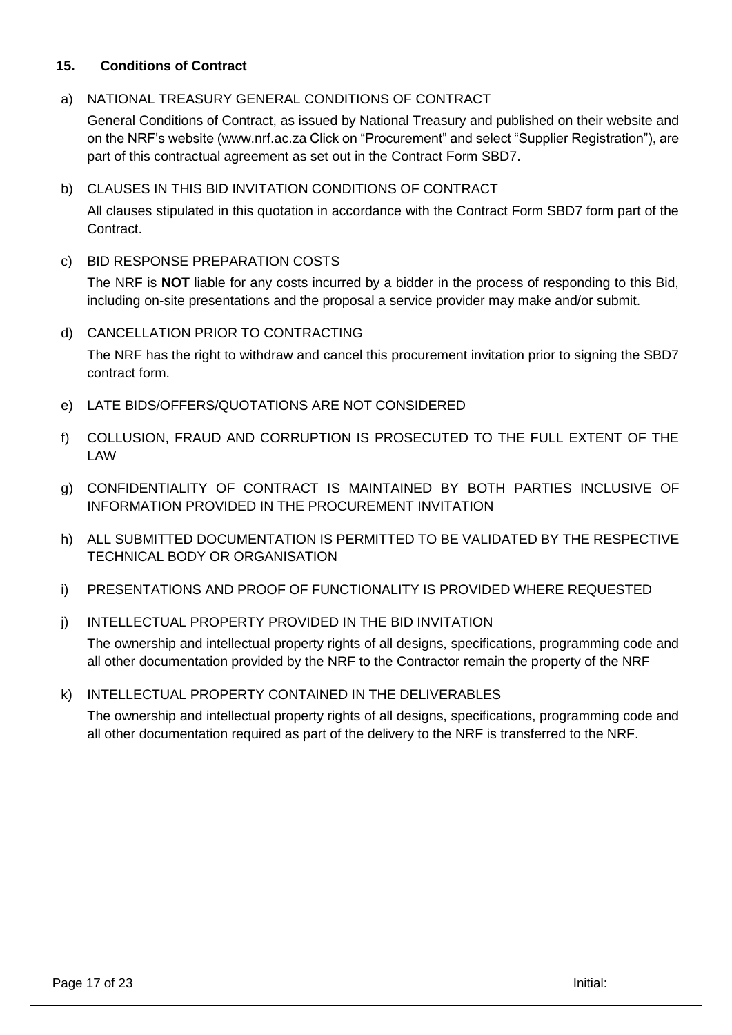## 15. Conditions of Contract

a) NATIONAL TREASURY GENERAL CONDITIONS OF CONTRACT

General Conditions of Contract, as issued by National Treasury and published on their website and on the NRF's website (www.nrf.ac.za Click on "Procurement" and select "Supplier Registration"), are part of this contractual agreement as set out in the Contract Form SBD7.

b) CLAUSES IN THIS BID INVITATION CONDITIONS OF CONTRACT

All clauses stipulated in this quotation in accordance with the Contract Form SBD7 form part of the Contract.

c) BID RESPONSE PREPARATION COSTS

The NRF is **NOT** liable for any costs incurred by a bidder in the process of responding to this Bid, including on-site presentations and the proposal a service provider may make and/or submit.

d) CANCELLATION PRIOR TO CONTRACTING

The NRF has the right to withdraw and cancel this procurement invitation prior to signing the SBD7 contract form.

e) LATE BIDS/OFFERS/QUOTATIONS ARE NOT CONSIDERED

f) COLLUSION, FRAUD AND CORRUPTION IS PROSECUTED TO THE FULL EXTENT OF THE LAW

g) CONFIDENTIALITY OF CONTRACT IS MAINTAINED BY BOTH PARTIES INCLUSIVE OF INFORMATION PROVIDED IN THE PROCUREMENT INVITATION

h) ALL SUBMITTED DOCUMENTATION IS PERMITTED TO BE VALIDATED BY THE RESPECTIVE TECHNICAL BODY OR ORGANISATION

i) PRESENTATIONS AND PROOF OF FUNCTIONALITY IS PROVIDED WHERE REQUESTED

j) INTELLECTUAL PROPERTY PROVIDED IN THE BID INVITATION

The ownership and intellectual property rights of all designs, specifications, programming code and all other documentation provided by the NRF to the Contractor remain the property of the NRF

k) INTELLECTUAL PROPERTY CONTAINED IN THE DELIVERABLES

The ownership and intellectual property rights of all designs, specifications, programming code and all other documentation required as part of the delivery to the NRF is transferred to the NRF.

Initial: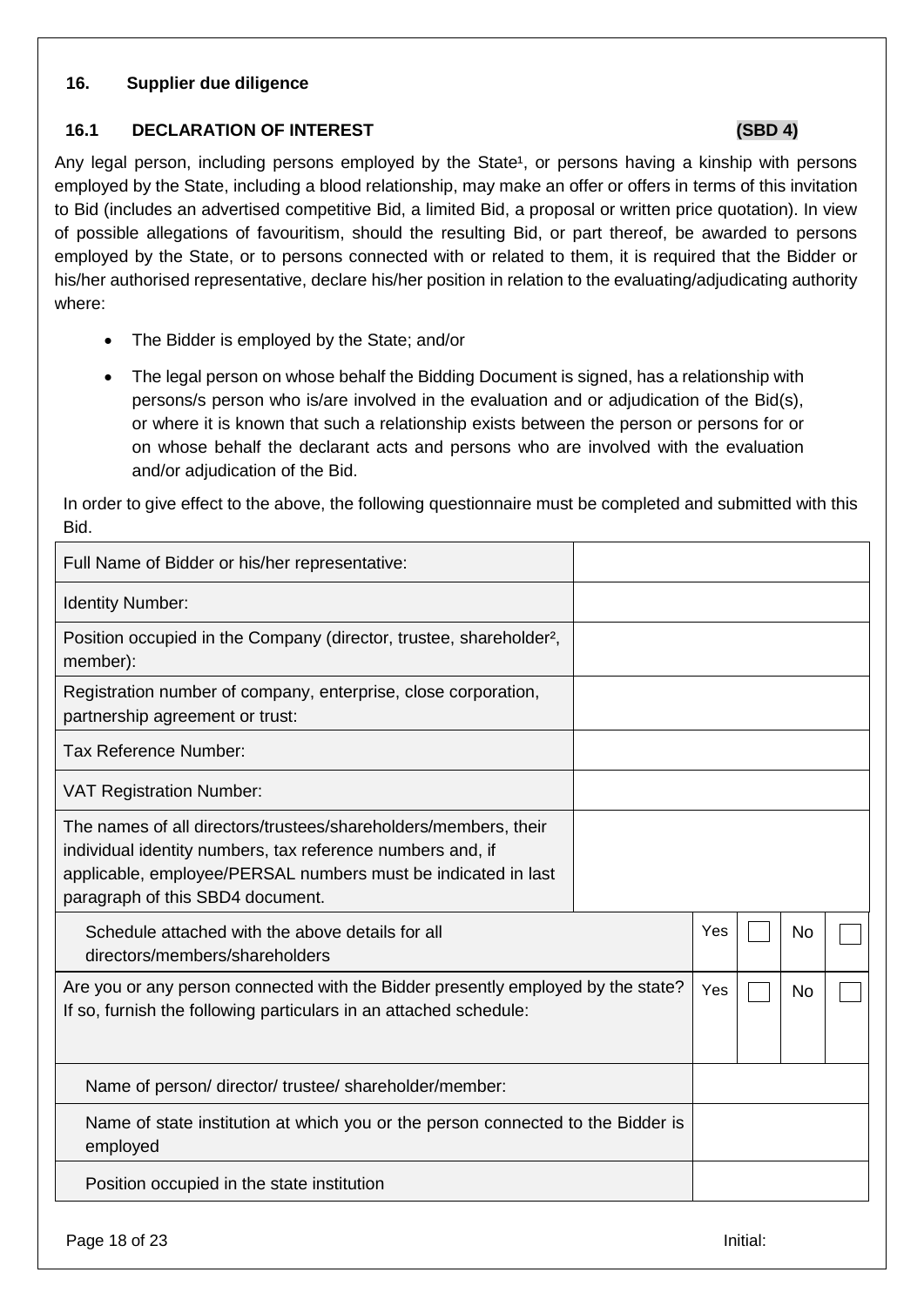## 16. Supplier due diligence

### 16.1 DECLARATION OF INTEREST (SBD 4)

Any legal person, including persons employed by the State[1], or persons having a kinship with persons employed by the State, including a blood relationship, may make an offer or offers in terms of this invitation to Bid (includes an advertised competitive Bid, a limited Bid, a proposal or written price quotation). In view of possible allegations of favouritism, should the resulting Bid, or part thereof, be awarded to persons employed by the State, or to persons connected with or related to them, it is required that the Bidder or his/her authorised representative, declare his/her position in relation to the evaluating/adjudicating authority where:

- The Bidder is employed by the State; and/or
- The legal person on whose behalf the Bidding Document is signed, has a relationship with persons/s person who is/are involved in the evaluation and or adjudication of the Bid(s), or where it is known that such a relationship exists between the person or persons for or on whose behalf the declarant acts and persons who are involved with the evaluation and/or adjudication of the Bid.

In order to give effect to the above, the following questionnaire must be completed and submitted with this Bid.

| Field | |
|---|---|
| Full Name of Bidder or his/her representative: | |
| Identity Number: | |
| Position occupied in the Company (director, trustee, shareholder[2], member): | |
| Registration number of company, enterprise, close corporation, partnership agreement or trust: | |
| Tax Reference Number: | |
| VAT Registration Number: | |
| The names of all directors/trustees/shareholders/members, their individual identity numbers, tax reference numbers and, if applicable, employee/PERSAL numbers must be indicated in last paragraph of this SBD4 document. | |

| Question | Yes | | No | |
|---|---|---|---|---|
| Schedule attached with the above details for all directors/members/shareholders | Yes | ☐ | No | ☐ |
| Are you or any person connected with the Bidder presently employed by the state? If so, furnish the following particulars in an attached schedule: | Yes | ☐ | No | ☐ |

| Particulars | |
|---|---|
| Name of person/ director/ trustee/ shareholder/member: | |
| Name of state institution at which you or the person connected to the Bidder is employed | |
| Position occupied in the state institution | |

Initial: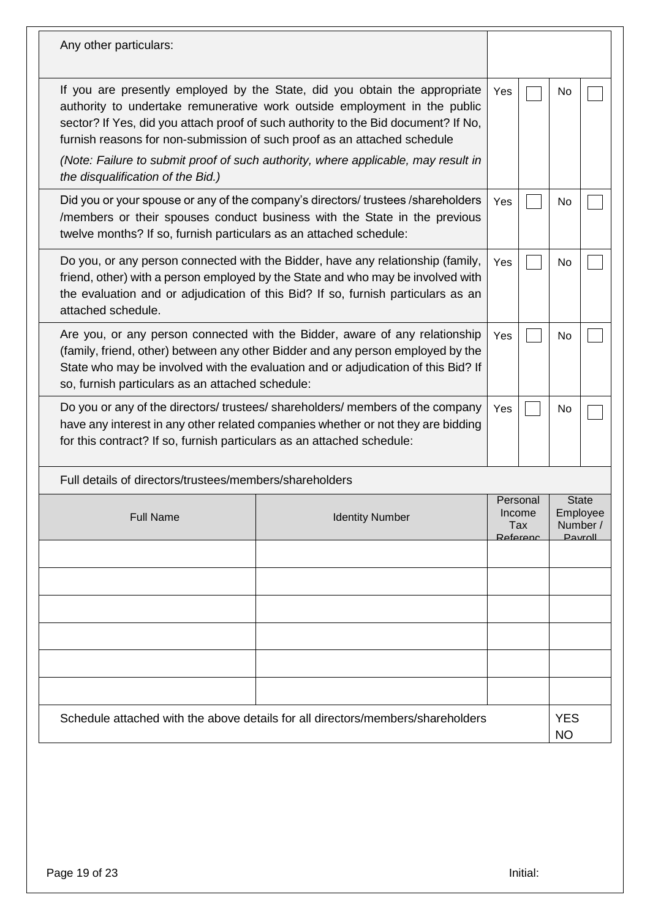| Question | Yes | | No | |
|---|---|---|---|---|
| Any other particulars: | | | | |
| If you are presently employed by the State, did you obtain the appropriate authority to undertake remunerative work outside employment in the public sector? If Yes, did you attach proof of such authority to the Bid document? If No, furnish reasons for non-submission of such proof as an attached schedule<br><br>*(Note: Failure to submit proof of such authority, where applicable, may result in the disqualification of the Bid.)* | Yes | ☐ | No | ☐ |
| Did you or your spouse or any of the company's directors/ trustees /shareholders /members or their spouses conduct business with the State in the previous twelve months? If so, furnish particulars as an attached schedule: | Yes | ☐ | No | ☐ |
| Do you, or any person connected with the Bidder, have any relationship (family, friend, other) with a person employed by the State and who may be involved with the evaluation and or adjudication of this Bid? If so, furnish particulars as an attached schedule. | Yes | ☐ | No | ☐ |
| Are you, or any person connected with the Bidder, aware of any relationship (family, friend, other) between any other Bidder and any person employed by the State who may be involved with the evaluation and or adjudication of this Bid? If so, furnish particulars as an attached schedule: | Yes | ☐ | No | ☐ |
| Do you or any of the directors/ trustees/ shareholders/ members of the company have any interest in any other related companies whether or not they are bidding for this contract? If so, furnish particulars as an attached schedule: | Yes | ☐ | No | ☐ |

Full details of directors/trustees/members/shareholders

| Full Name | Identity Number | Personal Income Tax Reference | State Employee Number / Payroll |
|---|---|---|---|
| | | | |
| | | | |
| | | | |
| | | | |
| | | | |
| | | | |

| Schedule attached with the above details for all directors/members/shareholders | YES<br>NO |
|---|---|

Initial: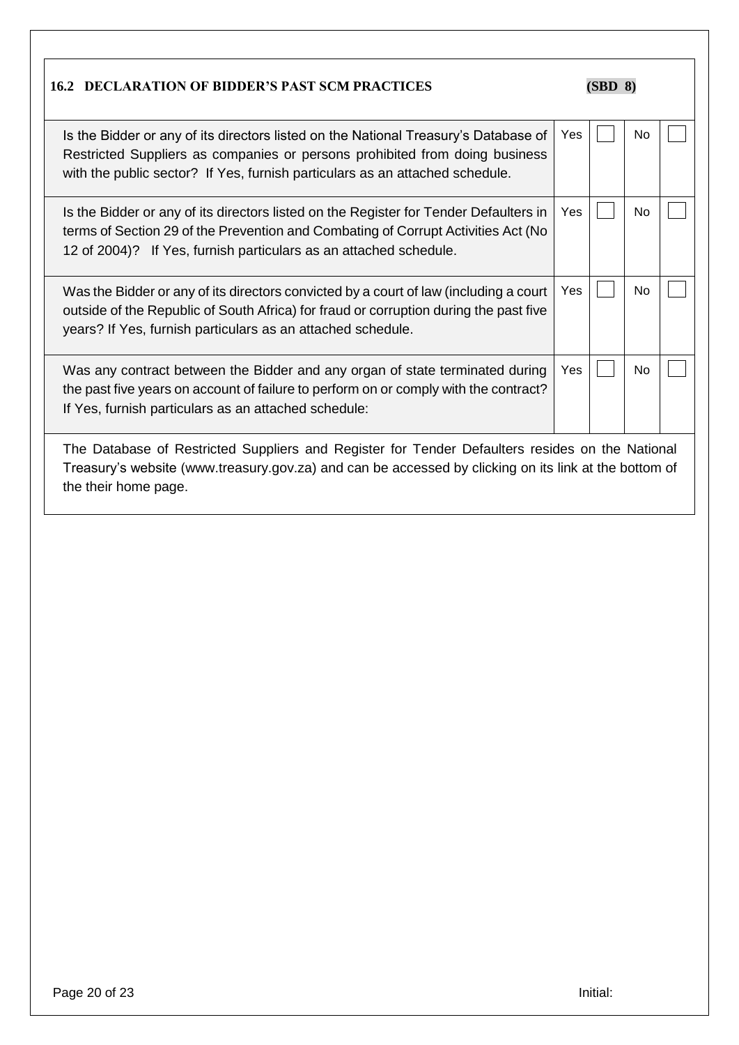## 16.2 DECLARATION OF BIDDER'S PAST SCM PRACTICES (SBD 8)

| Question | Yes | | No | |
|---|---|---|---|---|
| Is the Bidder or any of its directors listed on the National Treasury's Database of Restricted Suppliers as companies or persons prohibited from doing business with the public sector? If Yes, furnish particulars as an attached schedule. | Yes | | No | |
| Is the Bidder or any of its directors listed on the Register for Tender Defaulters in terms of Section 29 of the Prevention and Combating of Corrupt Activities Act (No 12 of 2004)? If Yes, furnish particulars as an attached schedule. | Yes | | No | |
| Was the Bidder or any of its directors convicted by a court of law (including a court outside of the Republic of South Africa) for fraud or corruption during the past five years? If Yes, furnish particulars as an attached schedule. | Yes | | No | |
| Was any contract between the Bidder and any organ of state terminated during the past five years on account of failure to perform on or comply with the contract? If Yes, furnish particulars as an attached schedule: | Yes | | No | |

The Database of Restricted Suppliers and Register for Tender Defaulters resides on the National Treasury's website (www.treasury.gov.za) and can be accessed by clicking on its link at the bottom of the their home page.

Initial: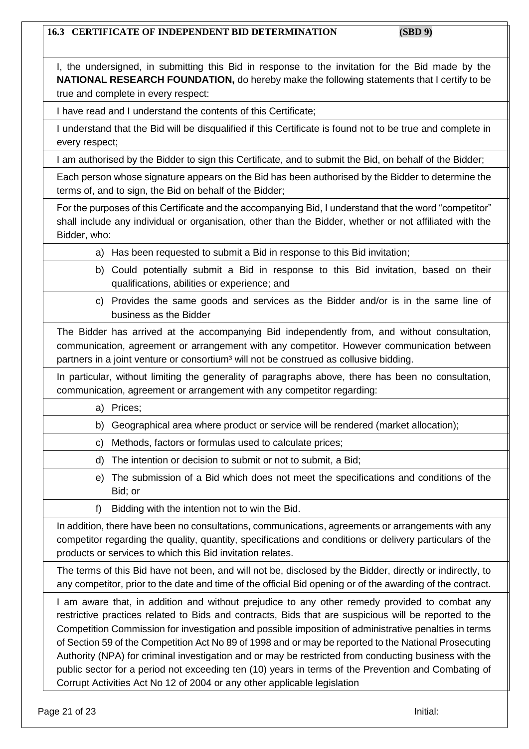### 16.3 CERTIFICATE OF INDEPENDENT BID DETERMINATION **(SBD 9)**

I, the undersigned, in submitting this Bid in response to the invitation for the Bid made by the **NATIONAL RESEARCH FOUNDATION,** do hereby make the following statements that I certify to be true and complete in every respect:

I have read and I understand the contents of this Certificate;

I understand that the Bid will be disqualified if this Certificate is found not to be true and complete in every respect;

I am authorised by the Bidder to sign this Certificate, and to submit the Bid, on behalf of the Bidder;

Each person whose signature appears on the Bid has been authorised by the Bidder to determine the terms of, and to sign, the Bid on behalf of the Bidder;

For the purposes of this Certificate and the accompanying Bid, I understand that the word "competitor" shall include any individual or organisation, other than the Bidder, whether or not affiliated with the Bidder, who:

a) Has been requested to submit a Bid in response to this Bid invitation;

b) Could potentially submit a Bid in response to this Bid invitation, based on their qualifications, abilities or experience; and

c) Provides the same goods and services as the Bidder and/or is in the same line of business as the Bidder

The Bidder has arrived at the accompanying Bid independently from, and without consultation, communication, agreement or arrangement with any competitor. However communication between partners in a joint venture or consortium[3] will not be construed as collusive bidding.

In particular, without limiting the generality of paragraphs above, there has been no consultation, communication, agreement or arrangement with any competitor regarding:

a) Prices;

b) Geographical area where product or service will be rendered (market allocation);

c) Methods, factors or formulas used to calculate prices;

d) The intention or decision to submit or not to submit, a Bid;

e) The submission of a Bid which does not meet the specifications and conditions of the Bid; or

f) Bidding with the intention not to win the Bid.

In addition, there have been no consultations, communications, agreements or arrangements with any competitor regarding the quality, quantity, specifications and conditions or delivery particulars of the products or services to which this Bid invitation relates.

The terms of this Bid have not been, and will not be, disclosed by the Bidder, directly or indirectly, to any competitor, prior to the date and time of the official Bid opening or of the awarding of the contract.

I am aware that, in addition and without prejudice to any other remedy provided to combat any restrictive practices related to Bids and contracts, Bids that are suspicious will be reported to the Competition Commission for investigation and possible imposition of administrative penalties in terms of Section 59 of the Competition Act No 89 of 1998 and or may be reported to the National Prosecuting Authority (NPA) for criminal investigation and or may be restricted from conducting business with the public sector for a period not exceeding ten (10) years in terms of the Prevention and Combating of Corrupt Activities Act No 12 of 2004 or any other applicable legislation

Initial: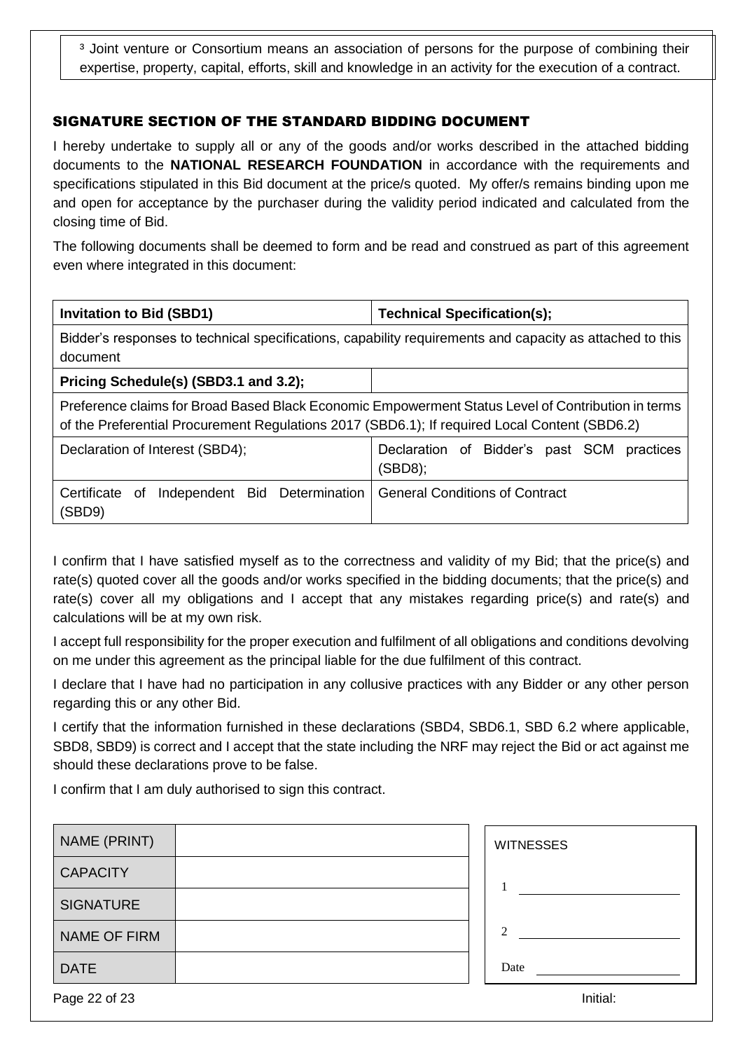[3] Joint venture or Consortium means an association of persons for the purpose of combining their expertise, property, capital, efforts, skill and knowledge in an activity for the execution of a contract.

## SIGNATURE SECTION OF THE STANDARD BIDDING DOCUMENT

I hereby undertake to supply all or any of the goods and/or works described in the attached bidding documents to the **NATIONAL RESEARCH FOUNDATION** in accordance with the requirements and specifications stipulated in this Bid document at the price/s quoted. My offer/s remains binding upon me and open for acceptance by the purchaser during the validity period indicated and calculated from the closing time of Bid.

The following documents shall be deemed to form and be read and construed as part of this agreement even where integrated in this document:

| **Invitation to Bid (SBD1)** | **Technical Specification(s);** |
|---|---|
| Bidder's responses to technical specifications, capability requirements and capacity as attached to this document | |
| **Pricing Schedule(s) (SBD3.1 and 3.2);** | |
| Preference claims for Broad Based Black Economic Empowerment Status Level of Contribution in terms of the Preferential Procurement Regulations 2017 (SBD6.1); If required Local Content (SBD6.2) | |
| Declaration of Interest (SBD4); | Declaration of Bidder's past SCM practices (SBD8); |
| Certificate of Independent Bid Determination (SBD9) | General Conditions of Contract |

I confirm that I have satisfied myself as to the correctness and validity of my Bid; that the price(s) and rate(s) quoted cover all the goods and/or works specified in the bidding documents; that the price(s) and rate(s) cover all my obligations and I accept that any mistakes regarding price(s) and rate(s) and calculations will be at my own risk.

I accept full responsibility for the proper execution and fulfilment of all obligations and conditions devolving on me under this agreement as the principal liable for the due fulfilment of this contract.

I declare that I have had no participation in any collusive practices with any Bidder or any other person regarding this or any other Bid.

I certify that the information furnished in these declarations (SBD4, SBD6.1, SBD 6.2 where applicable, SBD8, SBD9) is correct and I accept that the state including the NRF may reject the Bid or act against me should these declarations prove to be false.

I confirm that I am duly authorised to sign this contract.

| NAME (PRINT) | |
|---|---|
| CAPACITY | |
| SIGNATURE | |
| NAME OF FIRM | |
| DATE | |

WITNESSES

1 ______________________

2 ______________________

Date ______________________

Initial: